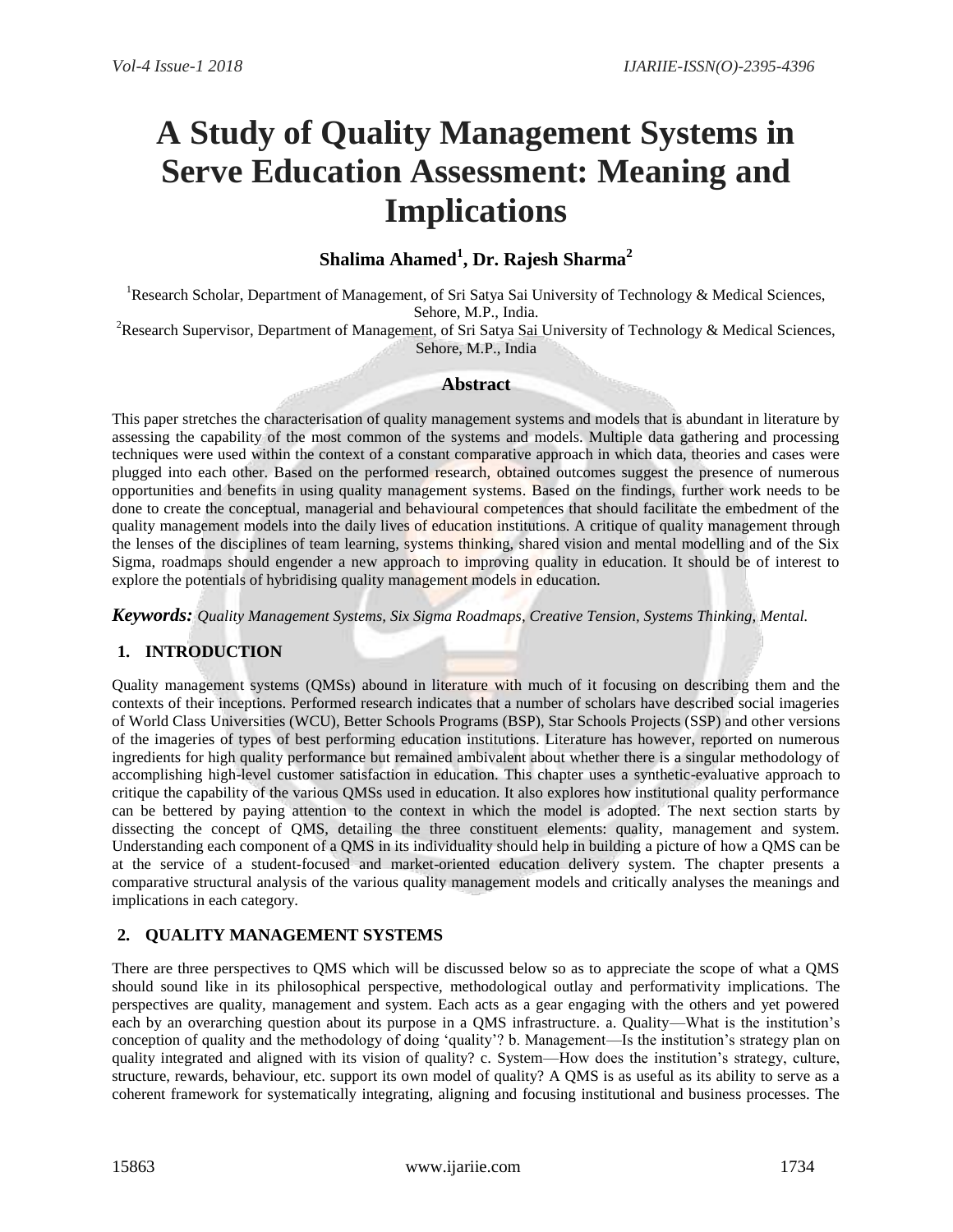# A Study of Quality Management Systems in Serve Education Assessment: Meaning and Implications

**Shalima Ahamed[1], Dr. Rajesh Sharma[2]**

[1]Research Scholar, Department of Management, of Sri Satya Sai University of Technology & Medical Sciences, Sehore, M.P., India.

[2]Research Supervisor, Department of Management, of Sri Satya Sai University of Technology & Medical Sciences, Sehore, M.P., India

## Abstract

This paper stretches the characterisation of quality management systems and models that is abundant in literature by assessing the capability of the most common of the systems and models. Multiple data gathering and processing techniques were used within the context of a constant comparative approach in which data, theories and cases were plugged into each other. Based on the performed research, obtained outcomes suggest the presence of numerous opportunities and benefits in using quality management systems. Based on the findings, further work needs to be done to create the conceptual, managerial and behavioural competences that should facilitate the embedment of the quality management models into the daily lives of education institutions. A critique of quality management through the lenses of the disciplines of team learning, systems thinking, shared vision and mental modelling and of the Six Sigma, roadmaps should engender a new approach to improving quality in education. It should be of interest to explore the potentials of hybridising quality management models in education.

***Keywords:*** *Quality Management Systems, Six Sigma Roadmaps, Creative Tension, Systems Thinking, Mental.*

## 1. INTRODUCTION

Quality management systems (QMSs) abound in literature with much of it focusing on describing them and the contexts of their inceptions. Performed research indicates that a number of scholars have described social imageries of World Class Universities (WCU), Better Schools Programs (BSP), Star Schools Projects (SSP) and other versions of the imageries of types of best performing education institutions. Literature has however, reported on numerous ingredients for high quality performance but remained ambivalent about whether there is a singular methodology of accomplishing high-level customer satisfaction in education. This chapter uses a synthetic-evaluative approach to critique the capability of the various QMSs used in education. It also explores how institutional quality performance can be bettered by paying attention to the context in which the model is adopted. The next section starts by dissecting the concept of QMS, detailing the three constituent elements: quality, management and system. Understanding each component of a QMS in its individuality should help in building a picture of how a QMS can be at the service of a student-focused and market-oriented education delivery system. The chapter presents a comparative structural analysis of the various quality management models and critically analyses the meanings and implications in each category.

## 2. QUALITY MANAGEMENT SYSTEMS

There are three perspectives to QMS which will be discussed below so as to appreciate the scope of what a QMS should sound like in its philosophical perspective, methodological outlay and performativity implications. The perspectives are quality, management and system. Each acts as a gear engaging with the others and yet powered each by an overarching question about its purpose in a QMS infrastructure. a. Quality—What is the institution's conception of quality and the methodology of doing 'quality'? b. Management—Is the institution's strategy plan on quality integrated and aligned with its vision of quality? c. System—How does the institution's strategy, culture, structure, rewards, behaviour, etc. support its own model of quality? A QMS is as useful as its ability to serve as a coherent framework for systematically integrating, aligning and focusing institutional and business processes. The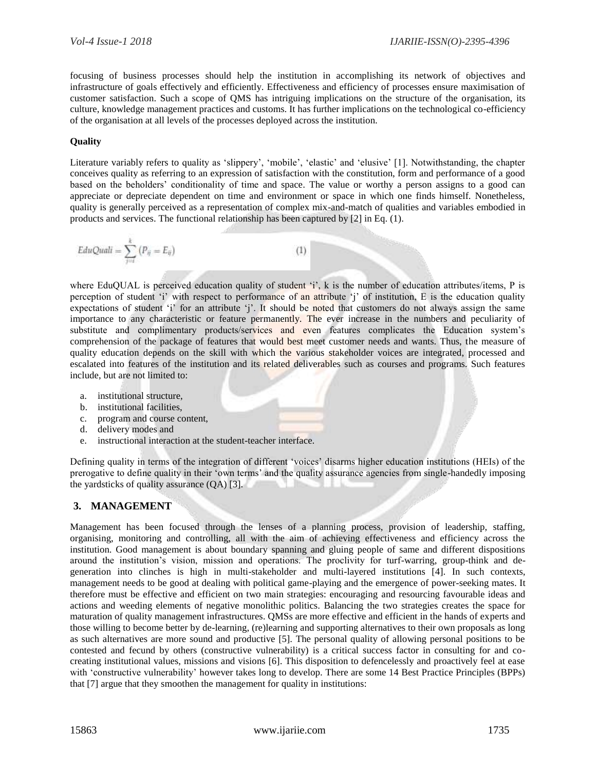focusing of business processes should help the institution in accomplishing its network of objectives and infrastructure of goals effectively and efficiently. Effectiveness and efficiency of processes ensure maximisation of customer satisfaction. Such a scope of QMS has intriguing implications on the structure of the organisation, its culture, knowledge management practices and customs. It has further implications on the technological co-efficiency of the organisation at all levels of the processes deployed across the institution.

**Quality**

Literature variably refers to quality as 'slippery', 'mobile', 'elastic' and 'elusive' [1]. Notwithstanding, the chapter conceives quality as referring to an expression of satisfaction with the constitution, form and performance of a good based on the beholders' conditionality of time and space. The value or worthy a person assigns to a good can appreciate or depreciate dependent on time and environment or space in which one finds himself. Nonetheless, quality is generally perceived as a representation of complex mix-and-match of qualities and variables embodied in products and services. The functional relationship has been captured by [2] in Eq. (1).

$$EduQuali = \sum_{j=1}^{k} (P_{ij} = E_{ij}) \tag{1}$$

where EduQUAL is perceived education quality of student 'i', k is the number of education attributes/items, P is perception of student 'i' with respect to performance of an attribute 'j' of institution, E is the education quality expectations of student 'i' for an attribute 'j'. It should be noted that customers do not always assign the same importance to any characteristic or feature permanently. The ever increase in the numbers and peculiarity of substitute and complimentary products/services and even features complicates the Education system's comprehension of the package of features that would best meet customer needs and wants. Thus, the measure of quality education depends on the skill with which the various stakeholder voices are integrated, processed and escalated into features of the institution and its related deliverables such as courses and programs. Such features include, but are not limited to:

a. institutional structure,
b. institutional facilities,
c. program and course content,
d. delivery modes and
e. instructional interaction at the student-teacher interface.

Defining quality in terms of the integration of different 'voices' disarms higher education institutions (HEIs) of the prerogative to define quality in their 'own terms' and the quality assurance agencies from single-handedly imposing the yardsticks of quality assurance (QA) [3].

## 3. MANAGEMENT

Management has been focused through the lenses of a planning process, provision of leadership, staffing, organising, monitoring and controlling, all with the aim of achieving effectiveness and efficiency across the institution. Good management is about boundary spanning and gluing people of same and different dispositions around the institution's vision, mission and operations. The proclivity for turf-warring, group-think and de-generation into clinches is high in multi-stakeholder and multi-layered institutions [4]. In such contexts, management needs to be good at dealing with political game-playing and the emergence of power-seeking mates. It therefore must be effective and efficient on two main strategies: encouraging and resourcing favourable ideas and actions and weeding elements of negative monolithic politics. Balancing the two strategies creates the space for maturation of quality management infrastructures. QMSs are more effective and efficient in the hands of experts and those willing to become better by de-learning, (re)learning and supporting alternatives to their own proposals as long as such alternatives are more sound and productive [5]. The personal quality of allowing personal positions to be contested and fecund by others (constructive vulnerability) is a critical success factor in consulting for and co-creating institutional values, missions and visions [6]. This disposition to defencelessly and proactively feel at ease with 'constructive vulnerability' however takes long to develop. There are some 14 Best Practice Principles (BPPs) that [7] argue that they smoothen the management for quality in institutions: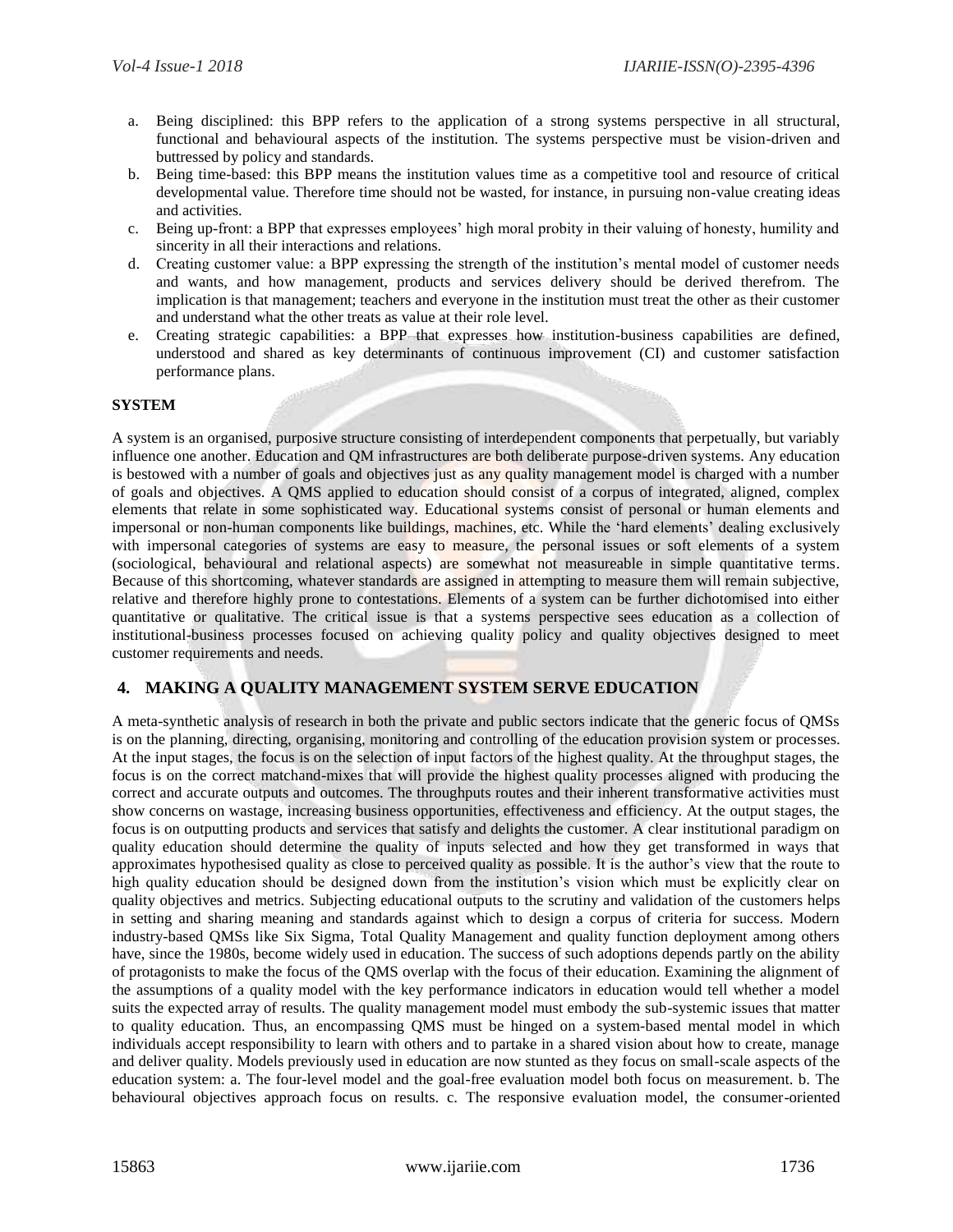a. Being disciplined: this BPP refers to the application of a strong systems perspective in all structural, functional and behavioural aspects of the institution. The systems perspective must be vision-driven and buttressed by policy and standards.
b. Being time-based: this BPP means the institution values time as a competitive tool and resource of critical developmental value. Therefore time should not be wasted, for instance, in pursuing non-value creating ideas and activities.
c. Being up-front: a BPP that expresses employees' high moral probity in their valuing of honesty, humility and sincerity in all their interactions and relations.
d. Creating customer value: a BPP expressing the strength of the institution's mental model of customer needs and wants, and how management, products and services delivery should be derived therefrom. The implication is that management; teachers and everyone in the institution must treat the other as their customer and understand what the other treats as value at their role level.
e. Creating strategic capabilities: a BPP that expresses how institution-business capabilities are defined, understood and shared as key determinants of continuous improvement (CI) and customer satisfaction performance plans.

**SYSTEM**

A system is an organised, purposive structure consisting of interdependent components that perpetually, but variably influence one another. Education and QM infrastructures are both deliberate purpose-driven systems. Any education is bestowed with a number of goals and objectives just as any quality management model is charged with a number of goals and objectives. A QMS applied to education should consist of a corpus of integrated, aligned, complex elements that relate in some sophisticated way. Educational systems consist of personal or human elements and impersonal or non-human components like buildings, machines, etc. While the 'hard elements' dealing exclusively with impersonal categories of systems are easy to measure, the personal issues or soft elements of a system (sociological, behavioural and relational aspects) are somewhat not measureable in simple quantitative terms. Because of this shortcoming, whatever standards are assigned in attempting to measure them will remain subjective, relative and therefore highly prone to contestations. Elements of a system can be further dichotomised into either quantitative or qualitative. The critical issue is that a systems perspective sees education as a collection of institutional-business processes focused on achieving quality policy and quality objectives designed to meet customer requirements and needs.

## 4. MAKING A QUALITY MANAGEMENT SYSTEM SERVE EDUCATION

A meta-synthetic analysis of research in both the private and public sectors indicate that the generic focus of QMSs is on the planning, directing, organising, monitoring and controlling of the education provision system or processes. At the input stages, the focus is on the selection of input factors of the highest quality. At the throughput stages, the focus is on the correct matchand-mixes that will provide the highest quality processes aligned with producing the correct and accurate outputs and outcomes. The throughputs routes and their inherent transformative activities must show concerns on wastage, increasing business opportunities, effectiveness and efficiency. At the output stages, the focus is on outputting products and services that satisfy and delights the customer. A clear institutional paradigm on quality education should determine the quality of inputs selected and how they get transformed in ways that approximates hypothesised quality as close to perceived quality as possible. It is the author's view that the route to high quality education should be designed down from the institution's vision which must be explicitly clear on quality objectives and metrics. Subjecting educational outputs to the scrutiny and validation of the customers helps in setting and sharing meaning and standards against which to design a corpus of criteria for success. Modern industry-based QMSs like Six Sigma, Total Quality Management and quality function deployment among others have, since the 1980s, become widely used in education. The success of such adoptions depends partly on the ability of protagonists to make the focus of the QMS overlap with the focus of their education. Examining the alignment of the assumptions of a quality model with the key performance indicators in education would tell whether a model suits the expected array of results. The quality management model must embody the sub-systemic issues that matter to quality education. Thus, an encompassing QMS must be hinged on a system-based mental model in which individuals accept responsibility to learn with others and to partake in a shared vision about how to create, manage and deliver quality. Models previously used in education are now stunted as they focus on small-scale aspects of the education system: a. The four-level model and the goal-free evaluation model both focus on measurement. b. The behavioural objectives approach focus on results. c. The responsive evaluation model, the consumer-oriented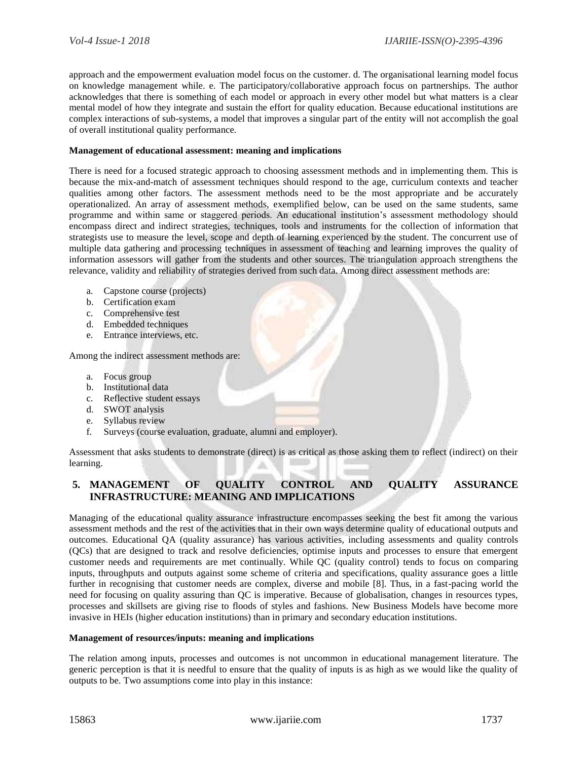approach and the empowerment evaluation model focus on the customer. d. The organisational learning model focus on knowledge management while. e. The participatory/collaborative approach focus on partnerships. The author acknowledges that there is something of each model or approach in every other model but what matters is a clear mental model of how they integrate and sustain the effort for quality education. Because educational institutions are complex interactions of sub-systems, a model that improves a singular part of the entity will not accomplish the goal of overall institutional quality performance.

**Management of educational assessment: meaning and implications**

There is need for a focused strategic approach to choosing assessment methods and in implementing them. This is because the mix-and-match of assessment techniques should respond to the age, curriculum contexts and teacher qualities among other factors. The assessment methods need to be the most appropriate and be accurately operationalized. An array of assessment methods, exemplified below, can be used on the same students, same programme and within same or staggered periods. An educational institution's assessment methodology should encompass direct and indirect strategies, techniques, tools and instruments for the collection of information that strategists use to measure the level, scope and depth of learning experienced by the student. The concurrent use of multiple data gathering and processing techniques in assessment of teaching and learning improves the quality of information assessors will gather from the students and other sources. The triangulation approach strengthens the relevance, validity and reliability of strategies derived from such data. Among direct assessment methods are:

a. Capstone course (projects)
b. Certification exam
c. Comprehensive test
d. Embedded techniques
e. Entrance interviews, etc.

Among the indirect assessment methods are:

a. Focus group
b. Institutional data
c. Reflective student essays
d. SWOT analysis
e. Syllabus review
f. Surveys (course evaluation, graduate, alumni and employer).

Assessment that asks students to demonstrate (direct) is as critical as those asking them to reflect (indirect) on their learning.

## 5. MANAGEMENT OF QUALITY CONTROL AND QUALITY ASSURANCE INFRASTRUCTURE: MEANING AND IMPLICATIONS

Managing of the educational quality assurance infrastructure encompasses seeking the best fit among the various assessment methods and the rest of the activities that in their own ways determine quality of educational outputs and outcomes. Educational QA (quality assurance) has various activities, including assessments and quality controls (QCs) that are designed to track and resolve deficiencies, optimise inputs and processes to ensure that emergent customer needs and requirements are met continually. While QC (quality control) tends to focus on comparing inputs, throughputs and outputs against some scheme of criteria and specifications, quality assurance goes a little further in recognising that customer needs are complex, diverse and mobile [8]. Thus, in a fast-pacing world the need for focusing on quality assuring than QC is imperative. Because of globalisation, changes in resources types, processes and skillsets are giving rise to floods of styles and fashions. New Business Models have become more invasive in HEIs (higher education institutions) than in primary and secondary education institutions.

**Management of resources/inputs: meaning and implications**

The relation among inputs, processes and outcomes is not uncommon in educational management literature. The generic perception is that it is needful to ensure that the quality of inputs is as high as we would like the quality of outputs to be. Two assumptions come into play in this instance: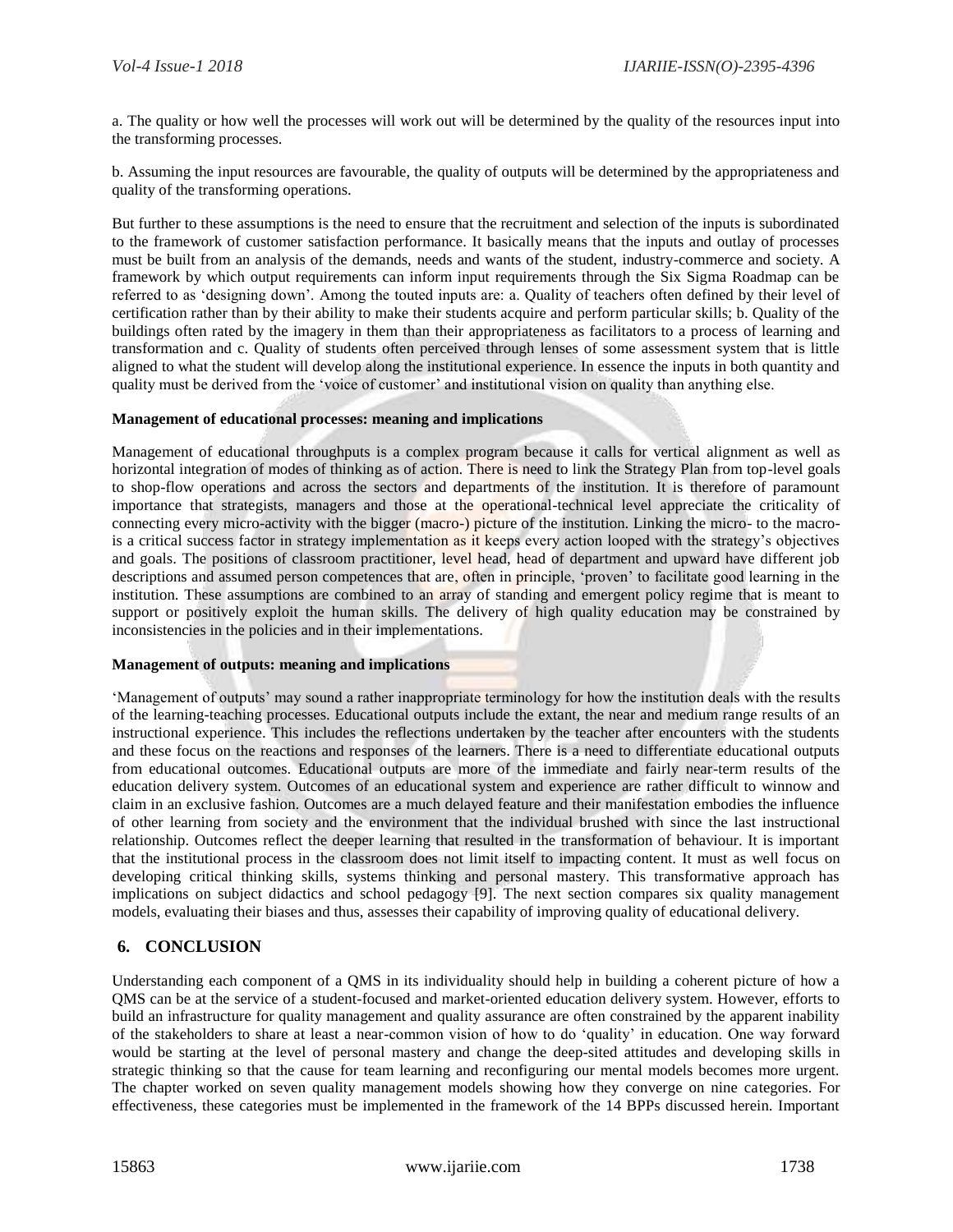a. The quality or how well the processes will work out will be determined by the quality of the resources input into the transforming processes.

b. Assuming the input resources are favourable, the quality of outputs will be determined by the appropriateness and quality of the transforming operations.

But further to these assumptions is the need to ensure that the recruitment and selection of the inputs is subordinated to the framework of customer satisfaction performance. It basically means that the inputs and outlay of processes must be built from an analysis of the demands, needs and wants of the student, industry-commerce and society. A framework by which output requirements can inform input requirements through the Six Sigma Roadmap can be referred to as 'designing down'. Among the touted inputs are: a. Quality of teachers often defined by their level of certification rather than by their ability to make their students acquire and perform particular skills; b. Quality of the buildings often rated by the imagery in them than their appropriateness as facilitators to a process of learning and transformation and c. Quality of students often perceived through lenses of some assessment system that is little aligned to what the student will develop along the institutional experience. In essence the inputs in both quantity and quality must be derived from the 'voice of customer' and institutional vision on quality than anything else.

**Management of educational processes: meaning and implications**

Management of educational throughputs is a complex program because it calls for vertical alignment as well as horizontal integration of modes of thinking as of action. There is need to link the Strategy Plan from top-level goals to shop-flow operations and across the sectors and departments of the institution. It is therefore of paramount importance that strategists, managers and those at the operational-technical level appreciate the criticality of connecting every micro-activity with the bigger (macro-) picture of the institution. Linking the micro- to the macro- is a critical success factor in strategy implementation as it keeps every action looped with the strategy's objectives and goals. The positions of classroom practitioner, level head, head of department and upward have different job descriptions and assumed person competences that are, often in principle, 'proven' to facilitate good learning in the institution. These assumptions are combined to an array of standing and emergent policy regime that is meant to support or positively exploit the human skills. The delivery of high quality education may be constrained by inconsistencies in the policies and in their implementations.

**Management of outputs: meaning and implications**

'Management of outputs' may sound a rather inappropriate terminology for how the institution deals with the results of the learning-teaching processes. Educational outputs include the extant, the near and medium range results of an instructional experience. This includes the reflections undertaken by the teacher after encounters with the students and these focus on the reactions and responses of the learners. There is a need to differentiate educational outputs from educational outcomes. Educational outputs are more of the immediate and fairly near-term results of the education delivery system. Outcomes of an educational system and experience are rather difficult to winnow and claim in an exclusive fashion. Outcomes are a much delayed feature and their manifestation embodies the influence of other learning from society and the environment that the individual brushed with since the last instructional relationship. Outcomes reflect the deeper learning that resulted in the transformation of behaviour. It is important that the institutional process in the classroom does not limit itself to impacting content. It must as well focus on developing critical thinking skills, systems thinking and personal mastery. This transformative approach has implications on subject didactics and school pedagogy [9]. The next section compares six quality management models, evaluating their biases and thus, assesses their capability of improving quality of educational delivery.

## 6. CONCLUSION

Understanding each component of a QMS in its individuality should help in building a coherent picture of how a QMS can be at the service of a student-focused and market-oriented education delivery system. However, efforts to build an infrastructure for quality management and quality assurance are often constrained by the apparent inability of the stakeholders to share at least a near-common vision of how to do 'quality' in education. One way forward would be starting at the level of personal mastery and change the deep-sited attitudes and developing skills in strategic thinking so that the cause for team learning and reconfiguring our mental models becomes more urgent. The chapter worked on seven quality management models showing how they converge on nine categories. For effectiveness, these categories must be implemented in the framework of the 14 BPPs discussed herein. Important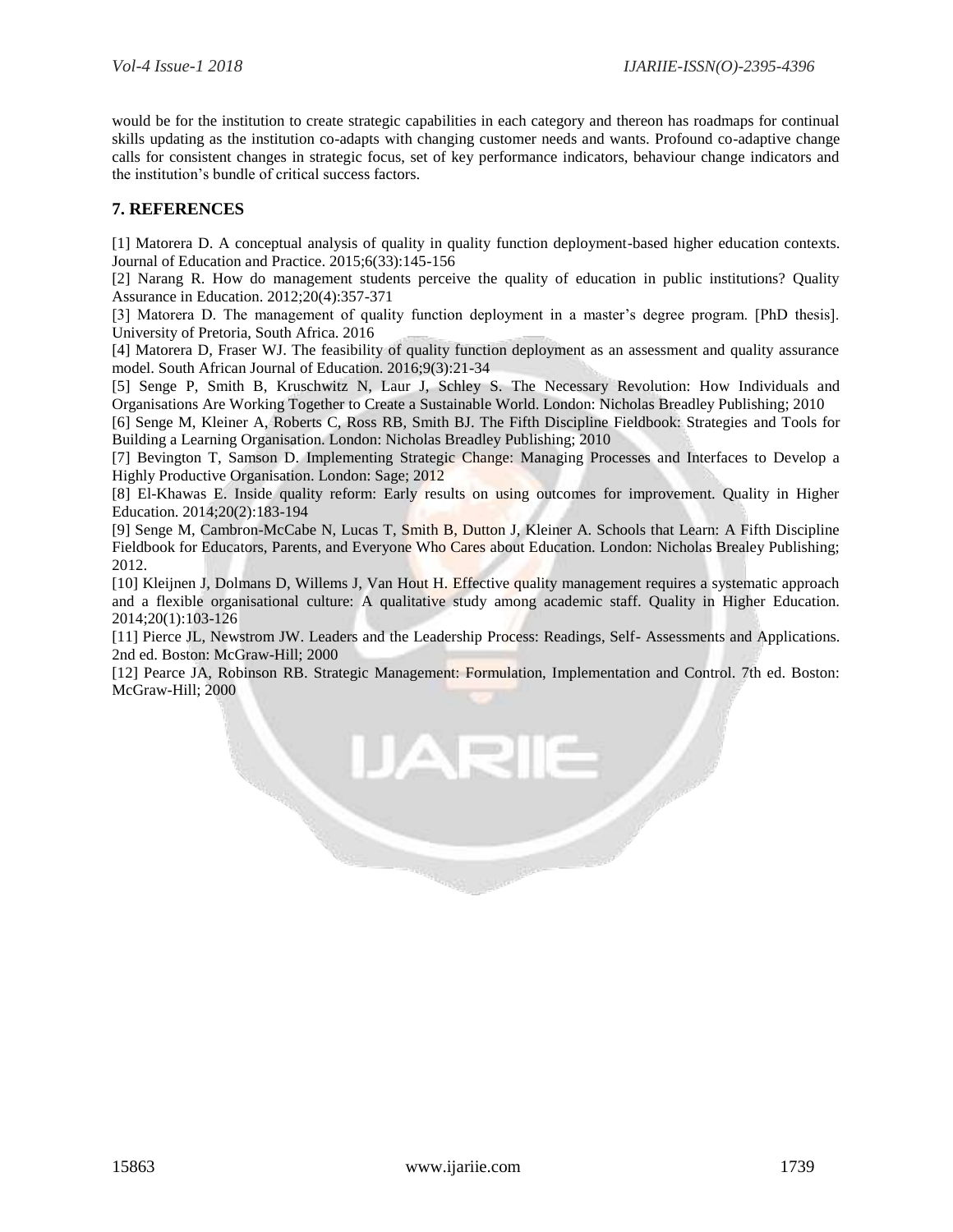would be for the institution to create strategic capabilities in each category and thereon has roadmaps for continual skills updating as the institution co-adapts with changing customer needs and wants. Profound co-adaptive change calls for consistent changes in strategic focus, set of key performance indicators, behaviour change indicators and the institution's bundle of critical success factors.

## 7. REFERENCES

[1] Matorera D. A conceptual analysis of quality in quality function deployment-based higher education contexts. Journal of Education and Practice. 2015;6(33):145-156

[2] Narang R. How do management students perceive the quality of education in public institutions? Quality Assurance in Education. 2012;20(4):357-371

[3] Matorera D. The management of quality function deployment in a master's degree program. [PhD thesis]. University of Pretoria, South Africa. 2016

[4] Matorera D, Fraser WJ. The feasibility of quality function deployment as an assessment and quality assurance model. South African Journal of Education. 2016;9(3):21-34

[5] Senge P, Smith B, Kruschwitz N, Laur J, Schley S. The Necessary Revolution: How Individuals and Organisations Are Working Together to Create a Sustainable World. London: Nicholas Breadley Publishing; 2010

[6] Senge M, Kleiner A, Roberts C, Ross RB, Smith BJ. The Fifth Discipline Fieldbook: Strategies and Tools for Building a Learning Organisation. London: Nicholas Breadley Publishing; 2010

[7] Bevington T, Samson D. Implementing Strategic Change: Managing Processes and Interfaces to Develop a Highly Productive Organisation. London: Sage; 2012

[8] El-Khawas E. Inside quality reform: Early results on using outcomes for improvement. Quality in Higher Education. 2014;20(2):183-194

[9] Senge M, Cambron-McCabe N, Lucas T, Smith B, Dutton J, Kleiner A. Schools that Learn: A Fifth Discipline Fieldbook for Educators, Parents, and Everyone Who Cares about Education. London: Nicholas Brealey Publishing; 2012.

[10] Kleijnen J, Dolmans D, Willems J, Van Hout H. Effective quality management requires a systematic approach and a flexible organisational culture: A qualitative study among academic staff. Quality in Higher Education. 2014;20(1):103-126

[11] Pierce JL, Newstrom JW. Leaders and the Leadership Process: Readings, Self- Assessments and Applications. 2nd ed. Boston: McGraw-Hill; 2000

[12] Pearce JA, Robinson RB. Strategic Management: Formulation, Implementation and Control. 7th ed. Boston: McGraw-Hill; 2000